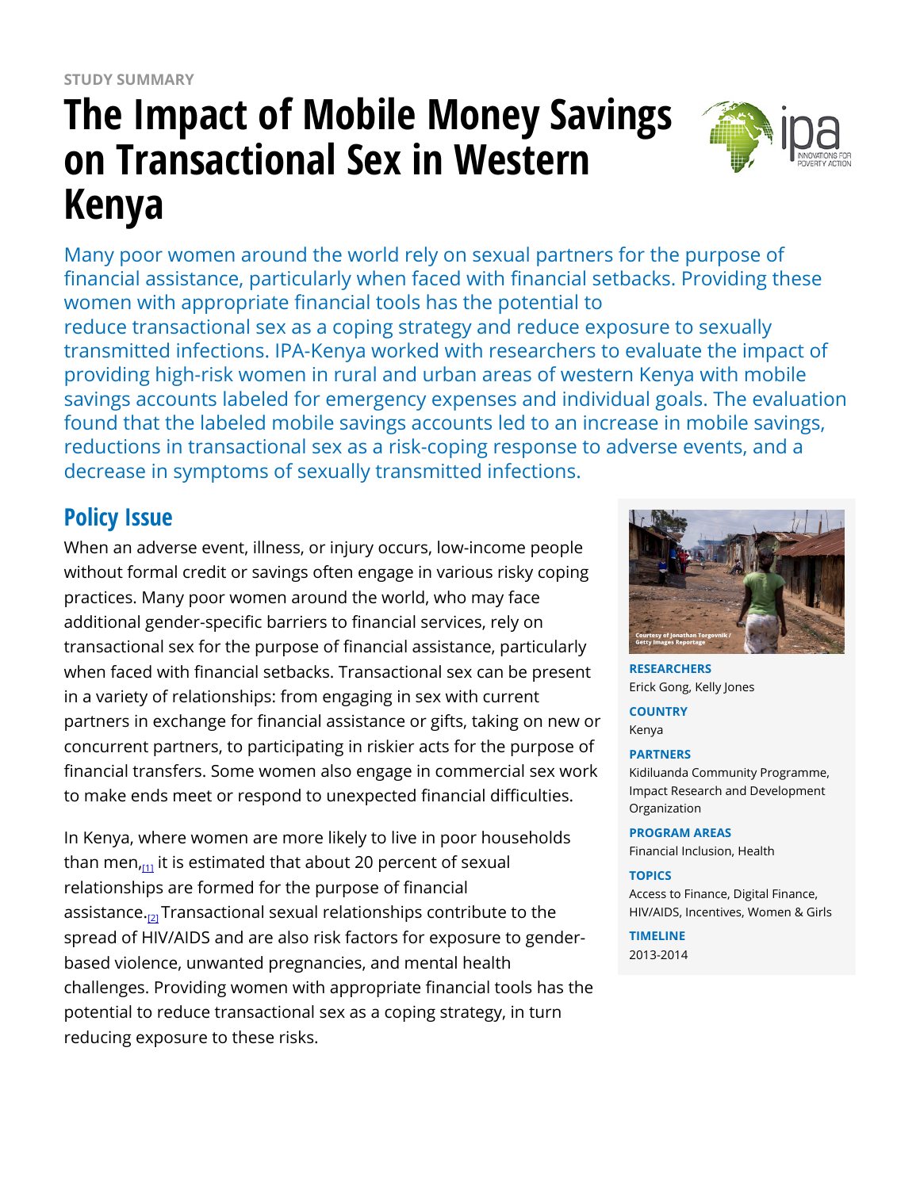STUDY SUMMARY

# The Impact of Mobile Money Savings on Transactional Sex in Western Kenya

Many poor women around the world rely on sexual partners for the purpose of financial assistance, particularly when faced with financial setbacks. Providing these women with appropriate financial tools has the potential to reduce transactional sex as a coping strategy and reduce exposure to sexually transmitted infections. IPA-Kenya worked with researchers to evaluate the impact of providing high-risk women in rural and urban areas of western Kenya with mobile savings accounts labeled for emergency expenses and individual goals. The evaluation found that the labeled mobile savings accounts led to an increase in mobile savings, reductions in transactional sex as a risk-coping response to adverse events, and a decrease in symptoms of sexually transmitted infections.

Courtesy of Jonathan Torgovnik / Getty Images Reportage

**RESEARCHERS**
Erick Gong, Kelly Jones

**COUNTRY**
Kenya

**PARTNERS**
Kidiluanda Community Programme, Impact Research and Development Organization

**PROGRAM AREAS**
Financial Inclusion, Health

**TOPICS**
Access to Finance, Digital Finance, HIV/AIDS, Incentives, Women & Girls

**TIMELINE**
2013-2014

## Policy Issue

When an adverse event, illness, or injury occurs, low-income people without formal credit or savings often engage in various risky coping practices. Many poor women around the world, who may face additional gender-specific barriers to financial services, rely on transactional sex for the purpose of financial assistance, particularly when faced with financial setbacks. Transactional sex can be present in a variety of relationships: from engaging in sex with current partners in exchange for financial assistance or gifts, taking on new or concurrent partners, to participating in riskier acts for the purpose of financial transfers. Some women also engage in commercial sex work to make ends meet or respond to unexpected financial difficulties.

In Kenya, where women are more likely to live in poor households than men,[1] it is estimated that about 20 percent of sexual relationships are formed for the purpose of financial assistance.[2] Transactional sexual relationships contribute to the spread of HIV/AIDS and are also risk factors for exposure to gender-based violence, unwanted pregnancies, and mental health challenges. Providing women with appropriate financial tools has the potential to reduce transactional sex as a coping strategy, in turn reducing exposure to these risks.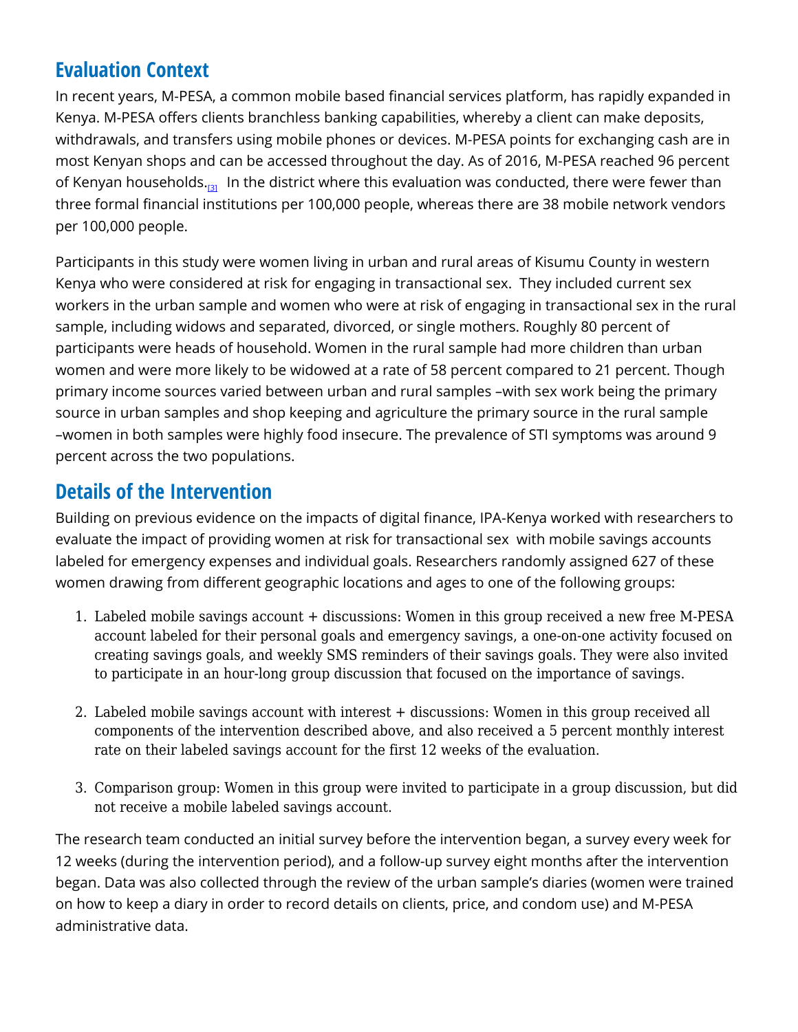## Evaluation Context

In recent years, M-PESA, a common mobile based financial services platform, has rapidly expanded in Kenya. M-PESA offers clients branchless banking capabilities, whereby a client can make deposits, withdrawals, and transfers using mobile phones or devices. M-PESA points for exchanging cash are in most Kenyan shops and can be accessed throughout the day. As of 2016, M-PESA reached 96 percent of Kenyan households.[3] In the district where this evaluation was conducted, there were fewer than three formal financial institutions per 100,000 people, whereas there are 38 mobile network vendors per 100,000 people.

Participants in this study were women living in urban and rural areas of Kisumu County in western Kenya who were considered at risk for engaging in transactional sex. They included current sex workers in the urban sample and women who were at risk of engaging in transactional sex in the rural sample, including widows and separated, divorced, or single mothers. Roughly 80 percent of participants were heads of household. Women in the rural sample had more children than urban women and were more likely to be widowed at a rate of 58 percent compared to 21 percent. Though primary income sources varied between urban and rural samples –with sex work being the primary source in urban samples and shop keeping and agriculture the primary source in the rural sample –women in both samples were highly food insecure. The prevalence of STI symptoms was around 9 percent across the two populations.

## Details of the Intervention

Building on previous evidence on the impacts of digital finance, IPA-Kenya worked with researchers to evaluate the impact of providing women at risk for transactional sex with mobile savings accounts labeled for emergency expenses and individual goals. Researchers randomly assigned 627 of these women drawing from different geographic locations and ages to one of the following groups:

1. Labeled mobile savings account + discussions: Women in this group received a new free M-PESA account labeled for their personal goals and emergency savings, a one-on-one activity focused on creating savings goals, and weekly SMS reminders of their savings goals. They were also invited to participate in an hour-long group discussion that focused on the importance of savings.

2. Labeled mobile savings account with interest + discussions: Women in this group received all components of the intervention described above, and also received a 5 percent monthly interest rate on their labeled savings account for the first 12 weeks of the evaluation.

3. Comparison group: Women in this group were invited to participate in a group discussion, but did not receive a mobile labeled savings account.

The research team conducted an initial survey before the intervention began, a survey every week for 12 weeks (during the intervention period), and a follow-up survey eight months after the intervention began. Data was also collected through the review of the urban sample's diaries (women were trained on how to keep a diary in order to record details on clients, price, and condom use) and M-PESA administrative data.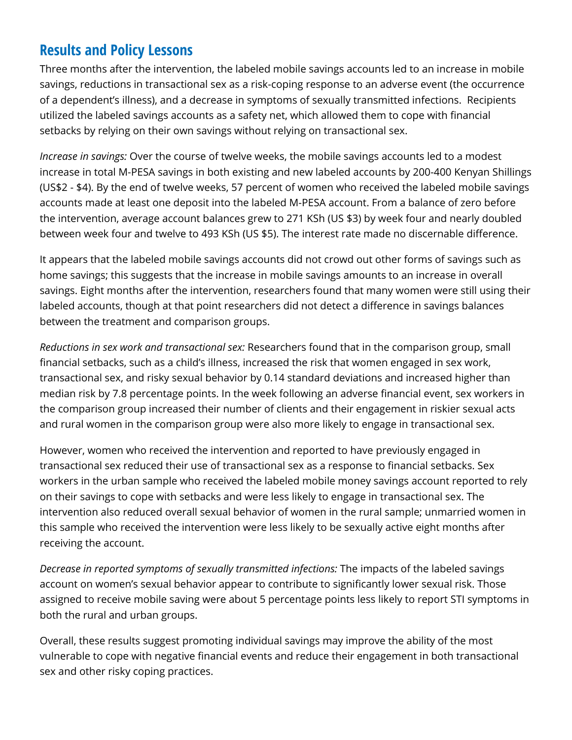## Results and Policy Lessons

Three months after the intervention, the labeled mobile savings accounts led to an increase in mobile savings, reductions in transactional sex as a risk-coping response to an adverse event (the occurrence of a dependent's illness), and a decrease in symptoms of sexually transmitted infections. Recipients utilized the labeled savings accounts as a safety net, which allowed them to cope with financial setbacks by relying on their own savings without relying on transactional sex.

*Increase in savings:* Over the course of twelve weeks, the mobile savings accounts led to a modest increase in total M-PESA savings in both existing and new labeled accounts by 200-400 Kenyan Shillings (US$2 - $4). By the end of twelve weeks, 57 percent of women who received the labeled mobile savings accounts made at least one deposit into the labeled M-PESA account. From a balance of zero before the intervention, average account balances grew to 271 KSh (US $3) by week four and nearly doubled between week four and twelve to 493 KSh (US $5). The interest rate made no discernable difference.

It appears that the labeled mobile savings accounts did not crowd out other forms of savings such as home savings; this suggests that the increase in mobile savings amounts to an increase in overall savings. Eight months after the intervention, researchers found that many women were still using their labeled accounts, though at that point researchers did not detect a difference in savings balances between the treatment and comparison groups.

*Reductions in sex work and transactional sex:* Researchers found that in the comparison group, small financial setbacks, such as a child's illness, increased the risk that women engaged in sex work, transactional sex, and risky sexual behavior by 0.14 standard deviations and increased higher than median risk by 7.8 percentage points. In the week following an adverse financial event, sex workers in the comparison group increased their number of clients and their engagement in riskier sexual acts and rural women in the comparison group were also more likely to engage in transactional sex.

However, women who received the intervention and reported to have previously engaged in transactional sex reduced their use of transactional sex as a response to financial setbacks. Sex workers in the urban sample who received the labeled mobile money savings account reported to rely on their savings to cope with setbacks and were less likely to engage in transactional sex. The intervention also reduced overall sexual behavior of women in the rural sample; unmarried women in this sample who received the intervention were less likely to be sexually active eight months after receiving the account.

*Decrease in reported symptoms of sexually transmitted infections:* The impacts of the labeled savings account on women's sexual behavior appear to contribute to significantly lower sexual risk. Those assigned to receive mobile saving were about 5 percentage points less likely to report STI symptoms in both the rural and urban groups.

Overall, these results suggest promoting individual savings may improve the ability of the most vulnerable to cope with negative financial events and reduce their engagement in both transactional sex and other risky coping practices.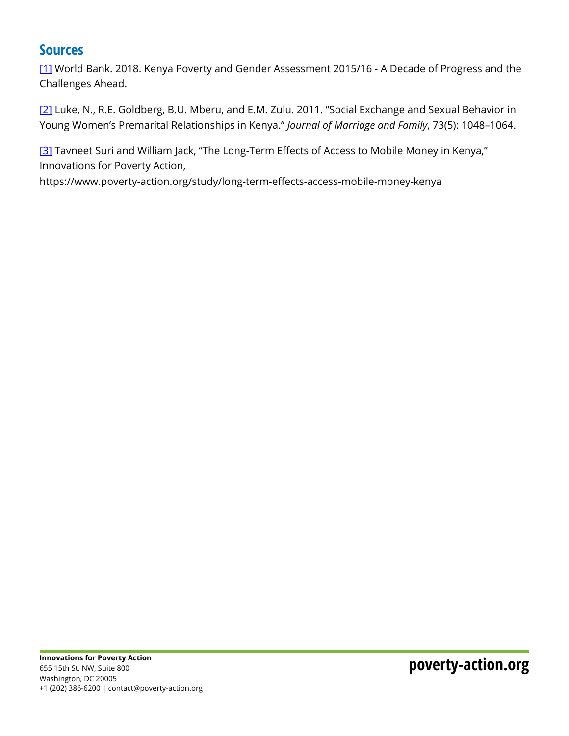## Sources

[1] World Bank. 2018. Kenya Poverty and Gender Assessment 2015/16 - A Decade of Progress and the Challenges Ahead.

[2] Luke, N., R.E. Goldberg, B.U. Mberu, and E.M. Zulu. 2011. "Social Exchange and Sexual Behavior in Young Women's Premarital Relationships in Kenya." *Journal of Marriage and Family*, 73(5): 1048–1064.

[3] Tavneet Suri and William Jack, "The Long-Term Effects of Access to Mobile Money in Kenya," Innovations for Poverty Action, https://www.poverty-action.org/study/long-term-effects-access-mobile-money-kenya